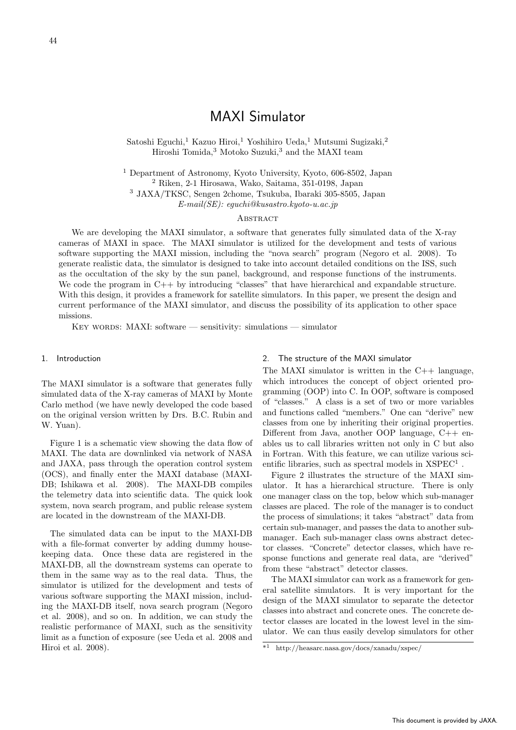# MAXI Simulator

Satoshi Eguchi,[1] Kazuo Hiroi,[1] Yoshihiro Ueda,[1] Mutsumi Sugizaki,[2] Hiroshi Tomida,[3] Motoko Suzuki,[3] and the MAXI team

[1] Department of Astronomy, Kyoto University, Kyoto, 606-8502, Japan
[2] Riken, 2-1 Hirosawa, Wako, Saitama, 351-0198, Japan
[3] JAXA/TKSC, Sengen 2chome, Tsukuba, Ibaraki 305-8505, Japan
*E-mail(SE): eguchi@kusastro.kyoto-u.ac.jp*

## Abstract

We are developing the MAXI simulator, a software that generates fully simulated data of the X-ray cameras of MAXI in space. The MAXI simulator is utilized for the development and tests of various software supporting the MAXI mission, including the "nova search" program (Negoro et al. 2008). To generate realistic data, the simulator is designed to take into account detailed conditions on the ISS, such as the occultation of the sky by the sun panel, background, and response functions of the instruments. We code the program in C++ by introducing "classes" that have hierarchical and expandable structure. With this design, it provides a framework for satellite simulators. In this paper, we present the design and current performance of the MAXI simulator, and discuss the possibility of its application to other space missions.

Key words: MAXI: software — sensitivity: simulations — simulator

## 1. Introduction

The MAXI simulator is a software that generates fully simulated data of the X-ray cameras of MAXI by Monte Carlo method (we have newly developed the code based on the original version written by Drs. B.C. Rubin and W. Yuan).

Figure 1 is a schematic view showing the data flow of MAXI. The data are downlinked via network of NASA and JAXA, pass through the operation control system (OCS), and finally enter the MAXI database (MAXI-DB; Ishikawa et al. 2008). The MAXI-DB compiles the telemetry data into scientific data. The quick look system, nova search program, and public release system are located in the downstream of the MAXI-DB.

The simulated data can be input to the MAXI-DB with a file-format converter by adding dummy housekeeping data. Once these data are registered in the MAXI-DB, all the downstream systems can operate to them in the same way as to the real data. Thus, the simulator is utilized for the development and tests of various software supporting the MAXI mission, including the MAXI-DB itself, nova search program (Negoro et al. 2008), and so on. In addition, we can study the realistic performance of MAXI, such as the sensitivity limit as a function of exposure (see Ueda et al. 2008 and Hiroi et al. 2008).

## 2. The structure of the MAXI simulator

The MAXI simulator is written in the C++ language, which introduces the concept of object oriented programming (OOP) into C. In OOP, software is composed of "classes." A class is a set of two or more variables and functions called "members." One can "derive" new classes from one by inheriting their original properties. Different from Java, another OOP language, C++ enables us to call libraries written not only in C but also in Fortran. With this feature, we can utilize various scientific libraries, such as spectral models in XSPEC[1].

Figure 2 illustrates the structure of the MAXI simulator. It has a hierarchical structure. There is only one manager class on the top, below which sub-manager classes are placed. The role of the manager is to conduct the process of simulations; it takes "abstract" data from certain sub-manager, and passes the data to another sub-manager. Each sub-manager class owns abstract detector classes. "Concrete" detector classes, which have response functions and generate real data, are "derived" from these "abstract" detector classes.

The MAXI simulator can work as a framework for general satellite simulators. It is very important for the design of the MAXI simulator to separate the detector classes into abstract and concrete ones. The concrete detector classes are located in the lowest level in the simulator. We can thus easily develop simulators for other

[1] http://heasarc.nasa.gov/docs/xanadu/xspec/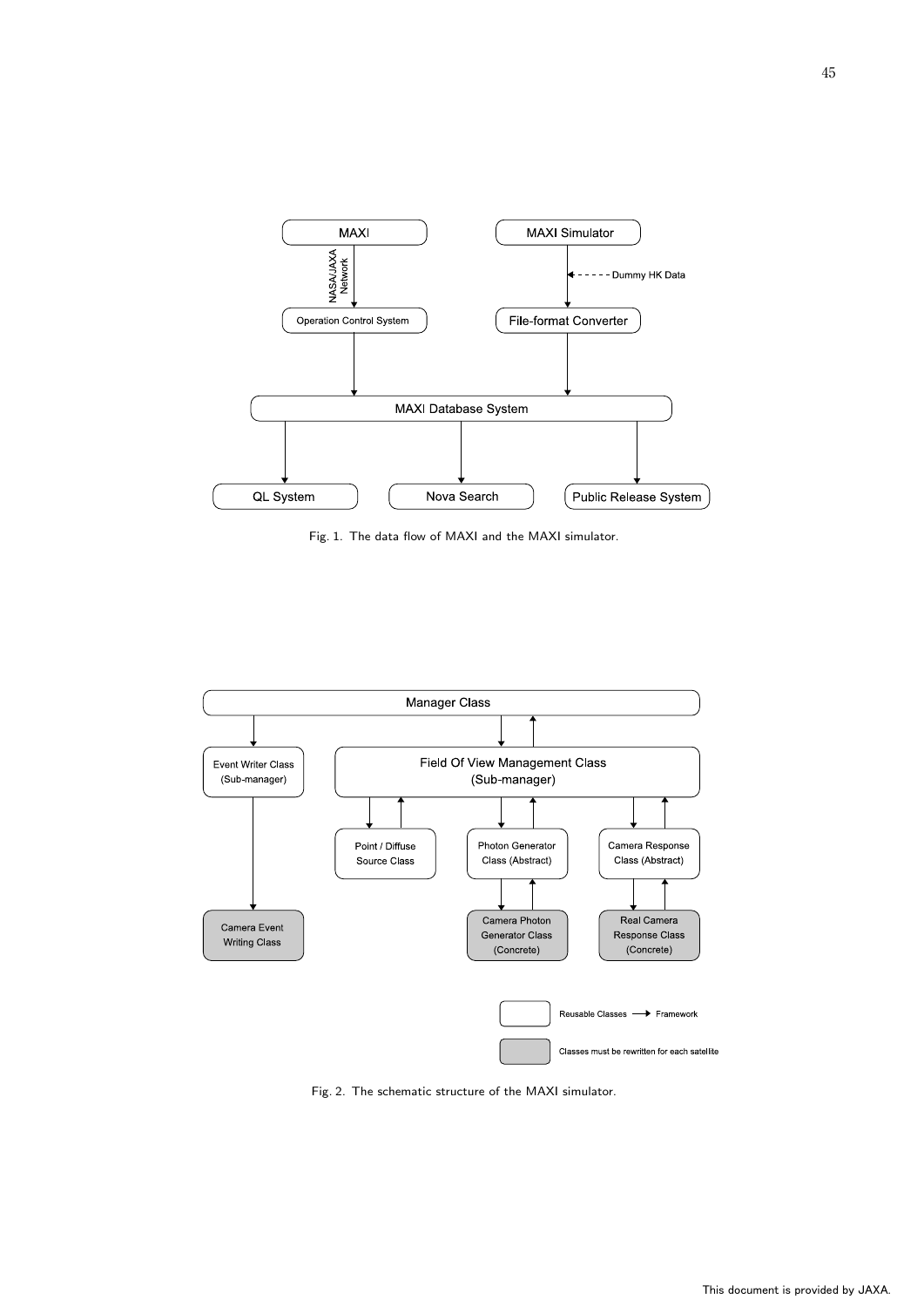Fig. 1. The data flow of MAXI and the MAXI simulator.

Fig. 2. The schematic structure of the MAXI simulator.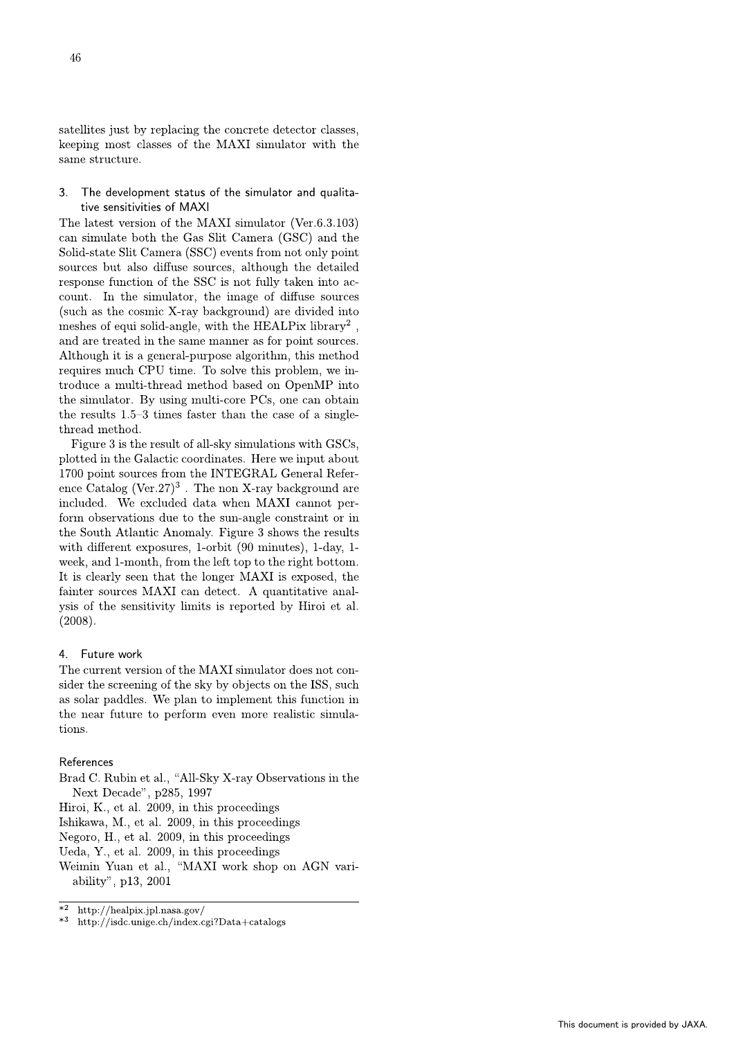satellites just by replacing the concrete detector classes, keeping most classes of the MAXI simulator with the same structure.

## 3. The development status of the simulator and qualitative sensitivities of MAXI

The latest version of the MAXI simulator (Ver.6.3.103) can simulate both the Gas Slit Camera (GSC) and the Solid-state Slit Camera (SSC) events from not only point sources but also diffuse sources, although the detailed response function of the SSC is not fully taken into account. In the simulator, the image of diffuse sources (such as the cosmic X-ray background) are divided into meshes of equi solid-angle, with the HEALPix library[2], and are treated in the same manner as for point sources. Although it is a general-purpose algorithm, this method requires much CPU time. To solve this problem, we introduce a multi-thread method based on OpenMP into the simulator. By using multi-core PCs, one can obtain the results 1.5–3 times faster than the case of a single-thread method.

Figure 3 is the result of all-sky simulations with GSCs, plotted in the Galactic coordinates. Here we input about 1700 point sources from the INTEGRAL General Reference Catalog (Ver.27)[3]. The non X-ray background are included. We excluded data when MAXI cannot perform observations due to the sun-angle constraint or in the South Atlantic Anomaly. Figure 3 shows the results with different exposures, 1-orbit (90 minutes), 1-day, 1-week, and 1-month, from the left top to the right bottom. It is clearly seen that the longer MAXI is exposed, the fainter sources MAXI can detect. A quantitative analysis of the sensitivity limits is reported by Hiroi et al. (2008).

## 4. Future work

The current version of the MAXI simulator does not consider the screening of the sky by objects on the ISS, such as solar paddles. We plan to implement this function in the near future to perform even more realistic simulations.

## References

Brad C. Rubin et al., "All-Sky X-ray Observations in the Next Decade", p285, 1997

Hiroi, K., et al. 2009, in this proceedings

Ishikawa, M., et al. 2009, in this proceedings

Negoro, H., et al. 2009, in this proceedings

Ueda, Y., et al. 2009, in this proceedings

Weimin Yuan et al., "MAXI work shop on AGN variability", p13, 2001

---

*2 http://healpix.jpl.nasa.gov/

*3 http://isdc.unige.ch/index.cgi?Data+catalogs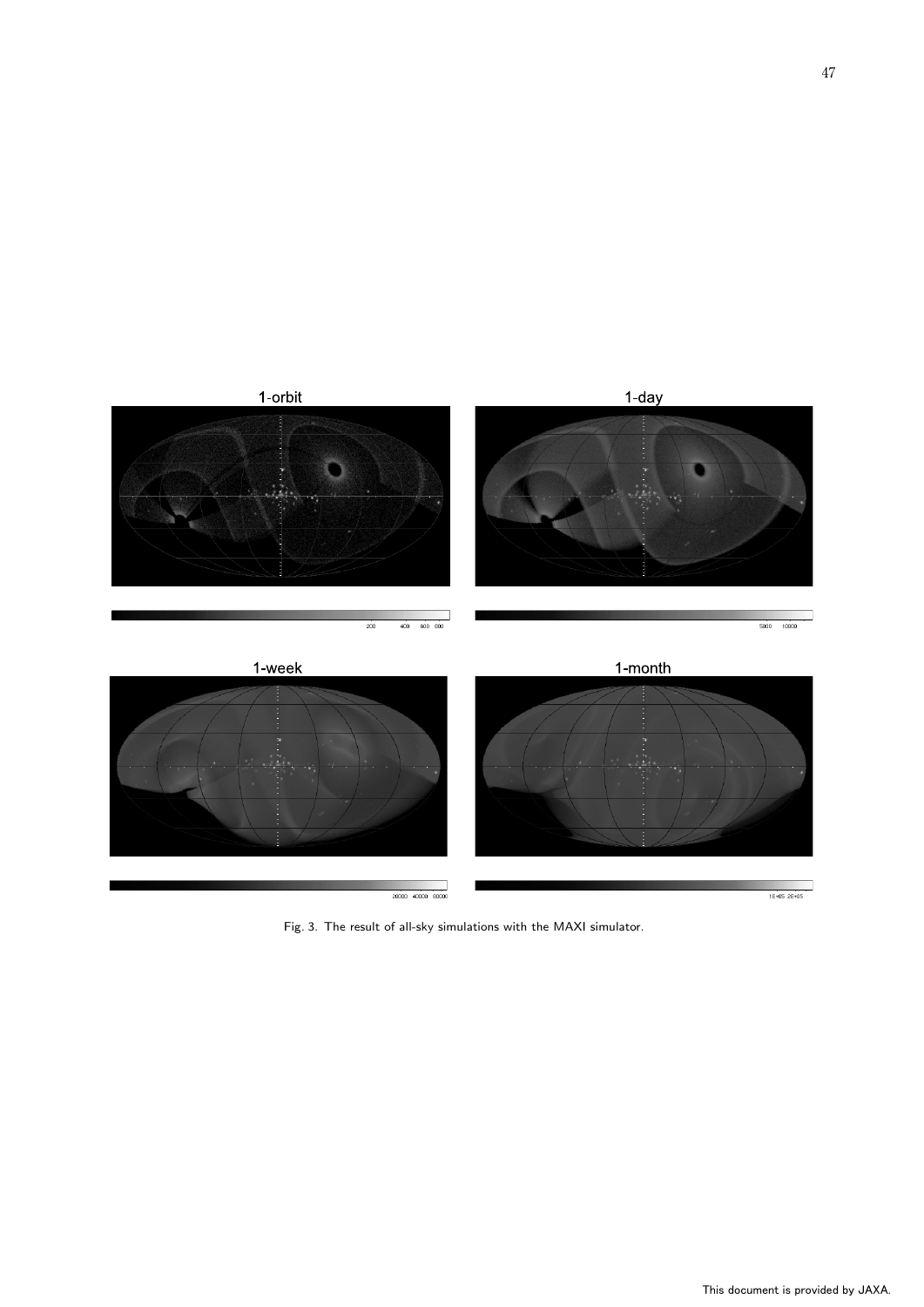1-orbit

200 400 600 800

1-day

5000 10000

1-week

20000 40000 60000

1-month

1E+05 2E+05

Fig. 3. The result of all-sky simulations with the MAXI simulator.